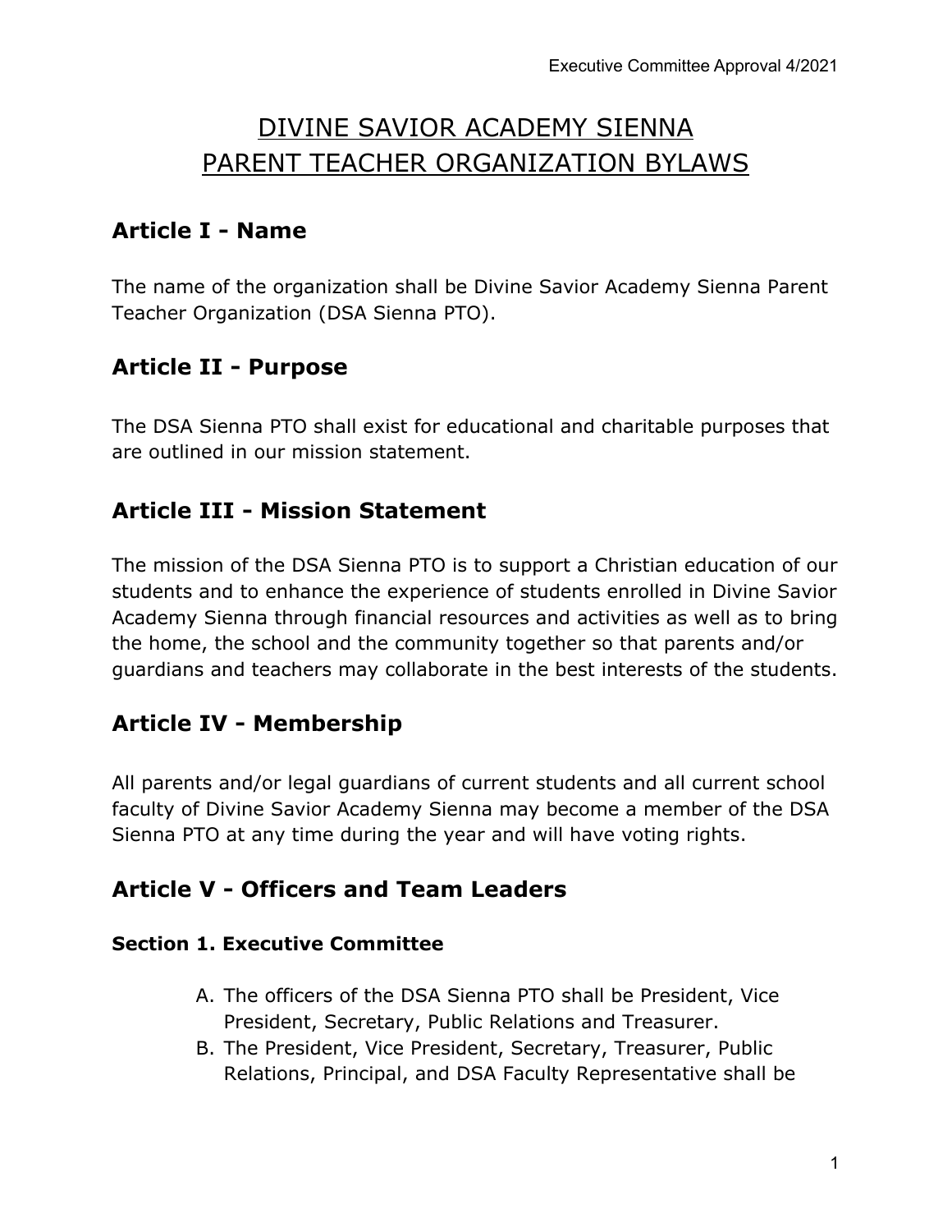# DIVINE SAVIOR ACADEMY SIENNA PARENT TEACHER ORGANIZATION BYLAWS

## Article I - Name

The name of the organization shall be Divine Savior Academy Sienna Parent Teacher Organization (DSA Sienna PTO).

## Article II - Purpose

The DSA Sienna PTO shall exist for educational and charitable purposes that are outlined in our mission statement.

## Article III - Mission Statement

The mission of the DSA Sienna PTO is to support a Christian education of our students and to enhance the experience of students enrolled in Divine Savior Academy Sienna through financial resources and activities as well as to bring the home, the school and the community together so that parents and/or guardians and teachers may collaborate in the best interests of the students.

## Article IV - Membership

All parents and/or legal guardians of current students and all current school faculty of Divine Savior Academy Sienna may become a member of the DSA Sienna PTO at any time during the year and will have voting rights.

## Article V - Officers and Team Leaders

### Section 1. Executive Committee

A. The officers of the DSA Sienna PTO shall be President, Vice President, Secretary, Public Relations and Treasurer.
B. The President, Vice President, Secretary, Treasurer, Public Relations, Principal, and DSA Faculty Representative shall be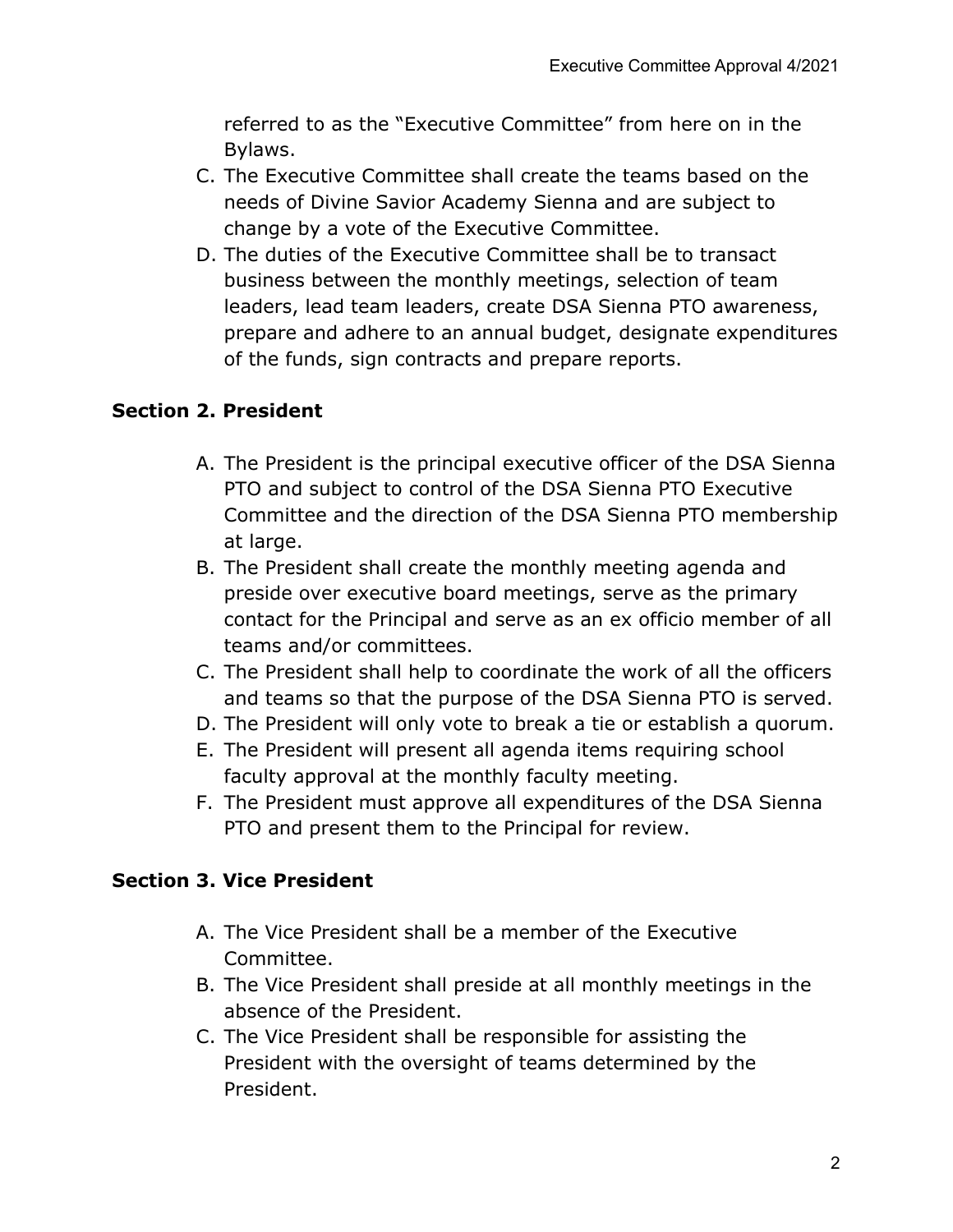referred to as the "Executive Committee" from here on in the Bylaws.

C. The Executive Committee shall create the teams based on the needs of Divine Savior Academy Sienna and are subject to change by a vote of the Executive Committee.
D. The duties of the Executive Committee shall be to transact business between the monthly meetings, selection of team leaders, lead team leaders, create DSA Sienna PTO awareness, prepare and adhere to an annual budget, designate expenditures of the funds, sign contracts and prepare reports.

**Section 2. President**

A. The President is the principal executive officer of the DSA Sienna PTO and subject to control of the DSA Sienna PTO Executive Committee and the direction of the DSA Sienna PTO membership at large.
B. The President shall create the monthly meeting agenda and preside over executive board meetings, serve as the primary contact for the Principal and serve as an ex officio member of all teams and/or committees.
C. The President shall help to coordinate the work of all the officers and teams so that the purpose of the DSA Sienna PTO is served.
D. The President will only vote to break a tie or establish a quorum.
E. The President will present all agenda items requiring school faculty approval at the monthly faculty meeting.
F. The President must approve all expenditures of the DSA Sienna PTO and present them to the Principal for review.

**Section 3. Vice President**

A. The Vice President shall be a member of the Executive Committee.
B. The Vice President shall preside at all monthly meetings in the absence of the President.
C. The Vice President shall be responsible for assisting the President with the oversight of teams determined by the President.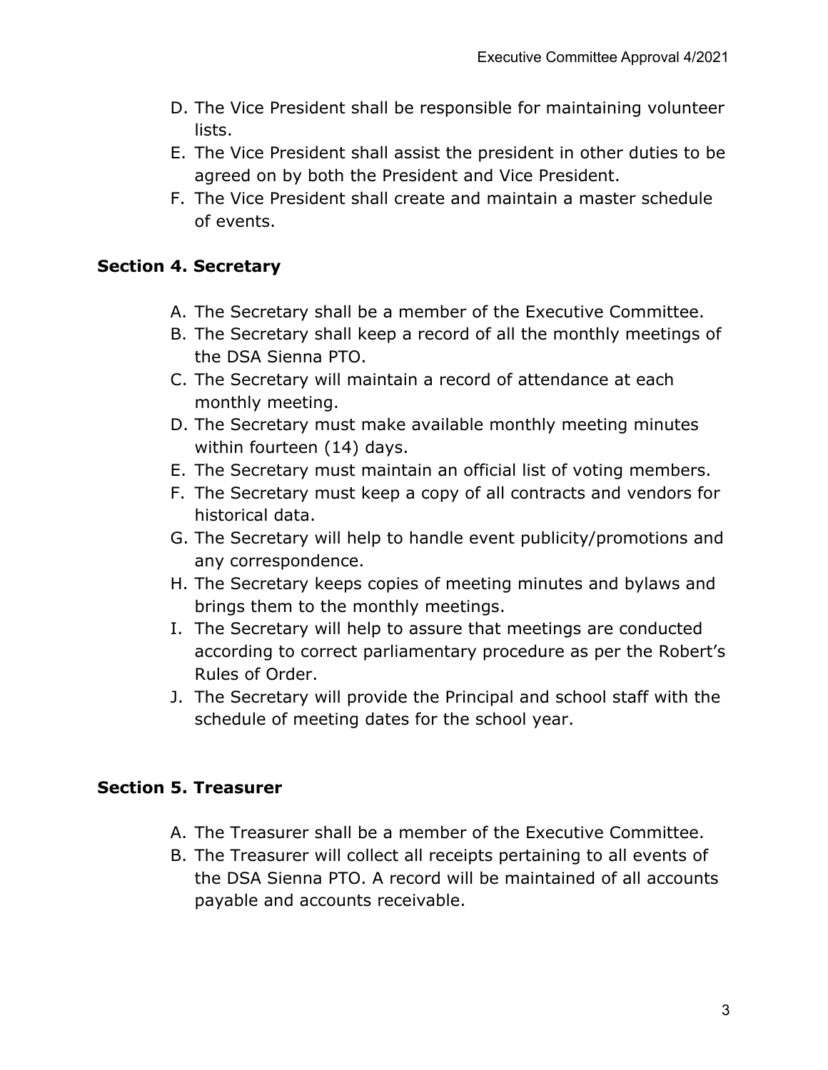D. The Vice President shall be responsible for maintaining volunteer lists.
E. The Vice President shall assist the president in other duties to be agreed on by both the President and Vice President.
F. The Vice President shall create and maintain a master schedule of events.

### Section 4. Secretary

A. The Secretary shall be a member of the Executive Committee.
B. The Secretary shall keep a record of all the monthly meetings of the DSA Sienna PTO.
C. The Secretary will maintain a record of attendance at each monthly meeting.
D. The Secretary must make available monthly meeting minutes within fourteen (14) days.
E. The Secretary must maintain an official list of voting members.
F. The Secretary must keep a copy of all contracts and vendors for historical data.
G. The Secretary will help to handle event publicity/promotions and any correspondence.
H. The Secretary keeps copies of meeting minutes and bylaws and brings them to the monthly meetings.
I. The Secretary will help to assure that meetings are conducted according to correct parliamentary procedure as per the Robert's Rules of Order.
J. The Secretary will provide the Principal and school staff with the schedule of meeting dates for the school year.

### Section 5. Treasurer

A. The Treasurer shall be a member of the Executive Committee.
B. The Treasurer will collect all receipts pertaining to all events of the DSA Sienna PTO. A record will be maintained of all accounts payable and accounts receivable.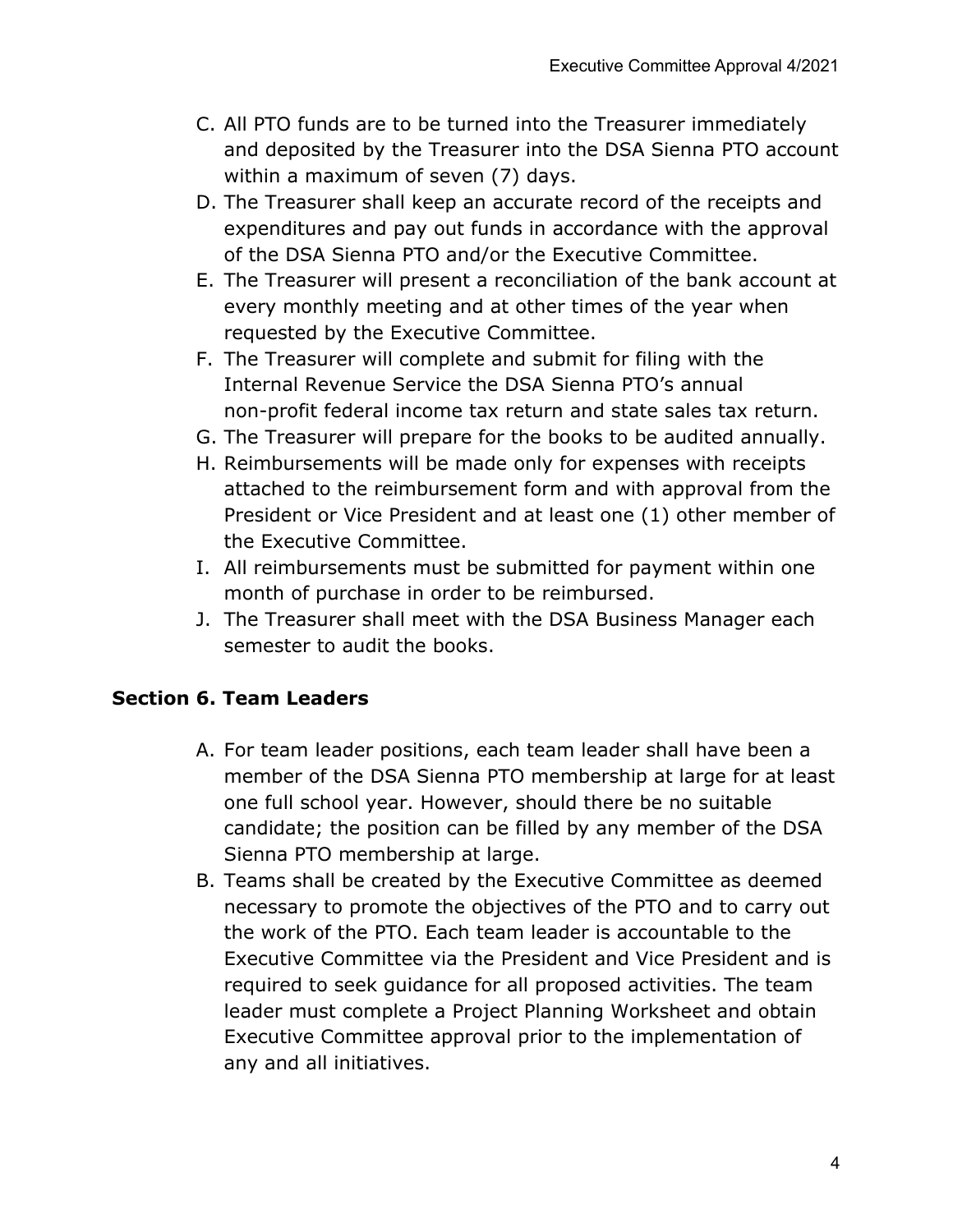C. All PTO funds are to be turned into the Treasurer immediately and deposited by the Treasurer into the DSA Sienna PTO account within a maximum of seven (7) days.
D. The Treasurer shall keep an accurate record of the receipts and expenditures and pay out funds in accordance with the approval of the DSA Sienna PTO and/or the Executive Committee.
E. The Treasurer will present a reconciliation of the bank account at every monthly meeting and at other times of the year when requested by the Executive Committee.
F. The Treasurer will complete and submit for filing with the Internal Revenue Service the DSA Sienna PTO's annual non-profit federal income tax return and state sales tax return.
G. The Treasurer will prepare for the books to be audited annually.
H. Reimbursements will be made only for expenses with receipts attached to the reimbursement form and with approval from the President or Vice President and at least one (1) other member of the Executive Committee.
I. All reimbursements must be submitted for payment within one month of purchase in order to be reimbursed.
J. The Treasurer shall meet with the DSA Business Manager each semester to audit the books.

### Section 6. Team Leaders

A. For team leader positions, each team leader shall have been a member of the DSA Sienna PTO membership at large for at least one full school year. However, should there be no suitable candidate; the position can be filled by any member of the DSA Sienna PTO membership at large.
B. Teams shall be created by the Executive Committee as deemed necessary to promote the objectives of the PTO and to carry out the work of the PTO. Each team leader is accountable to the Executive Committee via the President and Vice President and is required to seek guidance for all proposed activities. The team leader must complete a Project Planning Worksheet and obtain Executive Committee approval prior to the implementation of any and all initiatives.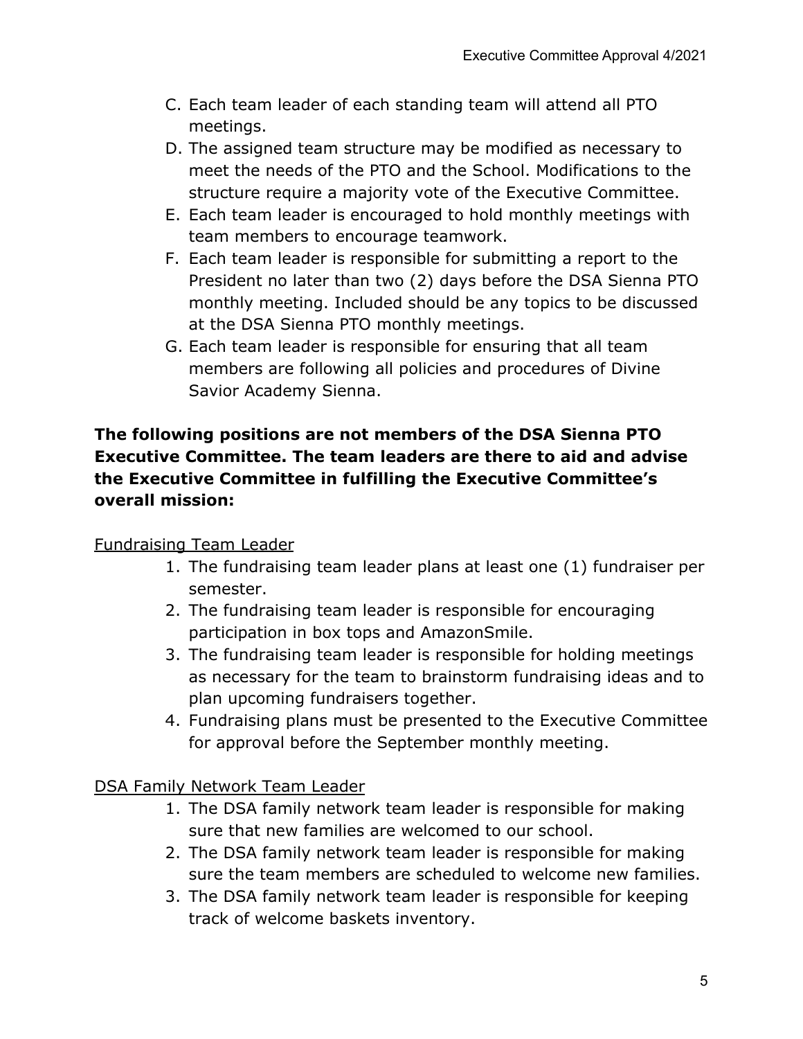C. Each team leader of each standing team will attend all PTO meetings.
D. The assigned team structure may be modified as necessary to meet the needs of the PTO and the School. Modifications to the structure require a majority vote of the Executive Committee.
E. Each team leader is encouraged to hold monthly meetings with team members to encourage teamwork.
F. Each team leader is responsible for submitting a report to the President no later than two (2) days before the DSA Sienna PTO monthly meeting. Included should be any topics to be discussed at the DSA Sienna PTO monthly meetings.
G. Each team leader is responsible for ensuring that all team members are following all policies and procedures of Divine Savior Academy Sienna.

**The following positions are not members of the DSA Sienna PTO Executive Committee. The team leaders are there to aid and advise the Executive Committee in fulfilling the Executive Committee's overall mission:**

<u>Fundraising Team Leader</u>

1. The fundraising team leader plans at least one (1) fundraiser per semester.
2. The fundraising team leader is responsible for encouraging participation in box tops and AmazonSmile.
3. The fundraising team leader is responsible for holding meetings as necessary for the team to brainstorm fundraising ideas and to plan upcoming fundraisers together.
4. Fundraising plans must be presented to the Executive Committee for approval before the September monthly meeting.

<u>DSA Family Network Team Leader</u>

1. The DSA family network team leader is responsible for making sure that new families are welcomed to our school.
2. The DSA family network team leader is responsible for making sure the team members are scheduled to welcome new families.
3. The DSA family network team leader is responsible for keeping track of welcome baskets inventory.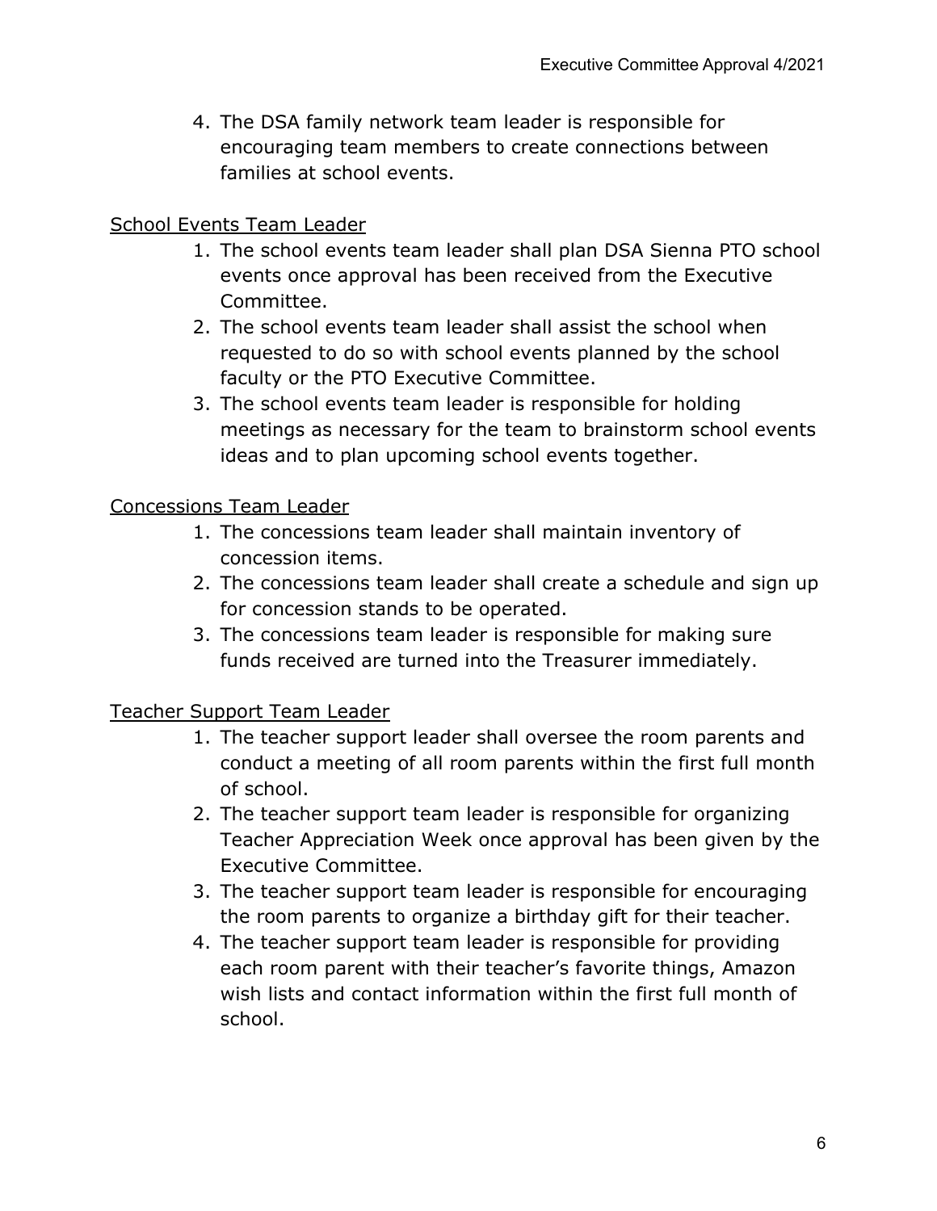4. The DSA family network team leader is responsible for encouraging team members to create connections between families at school events.

<u>School Events Team Leader</u>

1. The school events team leader shall plan DSA Sienna PTO school events once approval has been received from the Executive Committee.
2. The school events team leader shall assist the school when requested to do so with school events planned by the school faculty or the PTO Executive Committee.
3. The school events team leader is responsible for holding meetings as necessary for the team to brainstorm school events ideas and to plan upcoming school events together.

<u>Concessions Team Leader</u>

1. The concessions team leader shall maintain inventory of concession items.
2. The concessions team leader shall create a schedule and sign up for concession stands to be operated.
3. The concessions team leader is responsible for making sure funds received are turned into the Treasurer immediately.

<u>Teacher Support Team Leader</u>

1. The teacher support leader shall oversee the room parents and conduct a meeting of all room parents within the first full month of school.
2. The teacher support team leader is responsible for organizing Teacher Appreciation Week once approval has been given by the Executive Committee.
3. The teacher support team leader is responsible for encouraging the room parents to organize a birthday gift for their teacher.
4. The teacher support team leader is responsible for providing each room parent with their teacher's favorite things, Amazon wish lists and contact information within the first full month of school.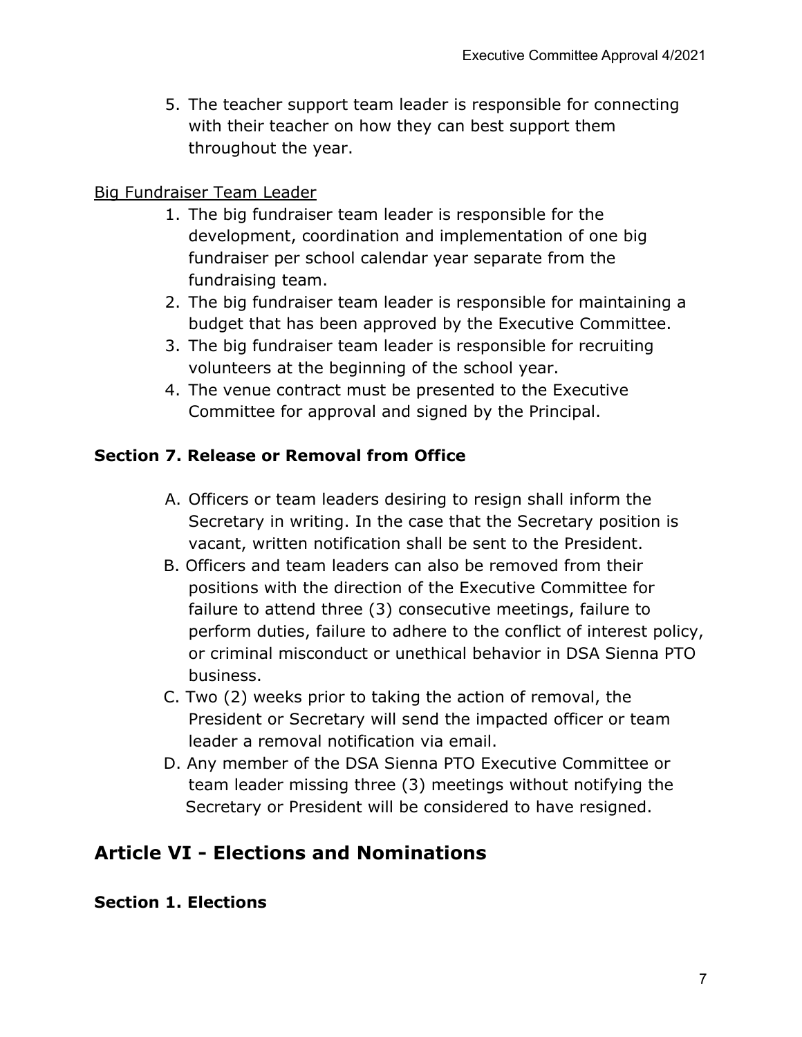5. The teacher support team leader is responsible for connecting with their teacher on how they can best support them throughout the year.

<u>Big Fundraiser Team Leader</u>

1. The big fundraiser team leader is responsible for the development, coordination and implementation of one big fundraiser per school calendar year separate from the fundraising team.
2. The big fundraiser team leader is responsible for maintaining a budget that has been approved by the Executive Committee.
3. The big fundraiser team leader is responsible for recruiting volunteers at the beginning of the school year.
4. The venue contract must be presented to the Executive Committee for approval and signed by the Principal.

### Section 7. Release or Removal from Office

A. Officers or team leaders desiring to resign shall inform the Secretary in writing. In the case that the Secretary position is vacant, written notification shall be sent to the President.

B. Officers and team leaders can also be removed from their positions with the direction of the Executive Committee for failure to attend three (3) consecutive meetings, failure to perform duties, failure to adhere to the conflict of interest policy, or criminal misconduct or unethical behavior in DSA Sienna PTO business.

C. Two (2) weeks prior to taking the action of removal, the President or Secretary will send the impacted officer or team leader a removal notification via email.

D. Any member of the DSA Sienna PTO Executive Committee or team leader missing three (3) meetings without notifying the Secretary or President will be considered to have resigned.

## Article VI - Elections and Nominations

### Section 1. Elections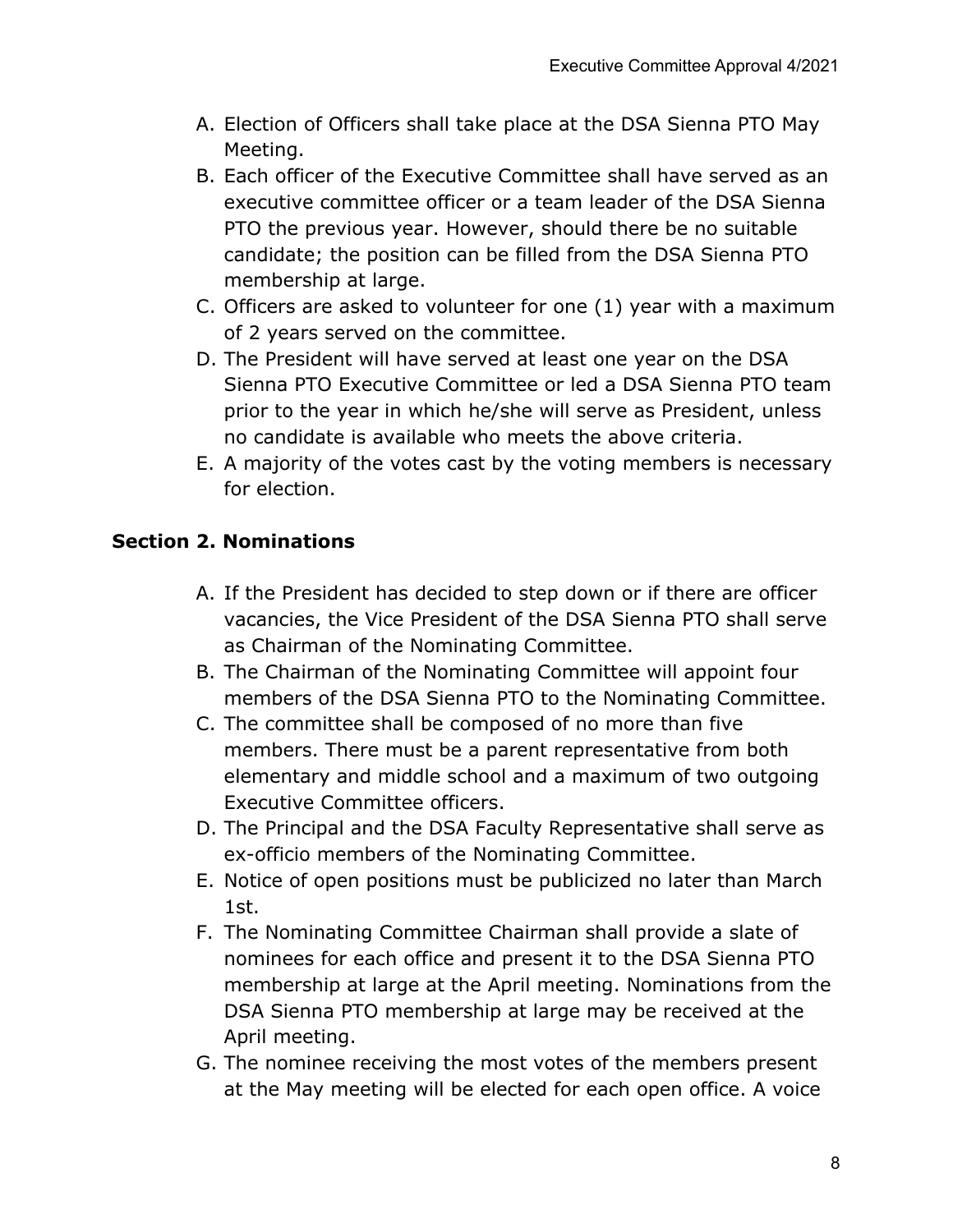A. Election of Officers shall take place at the DSA Sienna PTO May Meeting.
B. Each officer of the Executive Committee shall have served as an executive committee officer or a team leader of the DSA Sienna PTO the previous year. However, should there be no suitable candidate; the position can be filled from the DSA Sienna PTO membership at large.
C. Officers are asked to volunteer for one (1) year with a maximum of 2 years served on the committee.
D. The President will have served at least one year on the DSA Sienna PTO Executive Committee or led a DSA Sienna PTO team prior to the year in which he/she will serve as President, unless no candidate is available who meets the above criteria.
E. A majority of the votes cast by the voting members is necessary for election.

### Section 2. Nominations

A. If the President has decided to step down or if there are officer vacancies, the Vice President of the DSA Sienna PTO shall serve as Chairman of the Nominating Committee.
B. The Chairman of the Nominating Committee will appoint four members of the DSA Sienna PTO to the Nominating Committee.
C. The committee shall be composed of no more than five members. There must be a parent representative from both elementary and middle school and a maximum of two outgoing Executive Committee officers.
D. The Principal and the DSA Faculty Representative shall serve as ex-officio members of the Nominating Committee.
E. Notice of open positions must be publicized no later than March 1st.
F. The Nominating Committee Chairman shall provide a slate of nominees for each office and present it to the DSA Sienna PTO membership at large at the April meeting. Nominations from the DSA Sienna PTO membership at large may be received at the April meeting.
G. The nominee receiving the most votes of the members present at the May meeting will be elected for each open office. A voice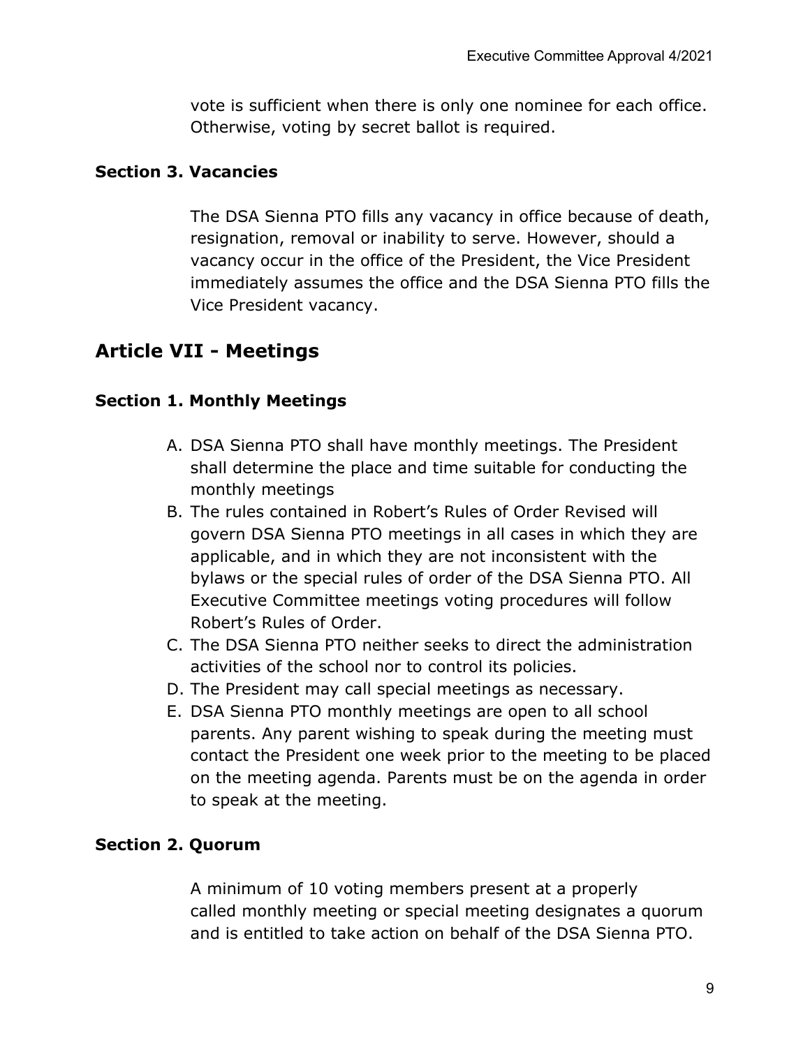vote is sufficient when there is only one nominee for each office. Otherwise, voting by secret ballot is required.

### Section 3. Vacancies

The DSA Sienna PTO fills any vacancy in office because of death, resignation, removal or inability to serve. However, should a vacancy occur in the office of the President, the Vice President immediately assumes the office and the DSA Sienna PTO fills the Vice President vacancy.

## Article VII - Meetings

### Section 1. Monthly Meetings

A. DSA Sienna PTO shall have monthly meetings. The President shall determine the place and time suitable for conducting the monthly meetings
B. The rules contained in Robert's Rules of Order Revised will govern DSA Sienna PTO meetings in all cases in which they are applicable, and in which they are not inconsistent with the bylaws or the special rules of order of the DSA Sienna PTO. All Executive Committee meetings voting procedures will follow Robert's Rules of Order.
C. The DSA Sienna PTO neither seeks to direct the administration activities of the school nor to control its policies.
D. The President may call special meetings as necessary.
E. DSA Sienna PTO monthly meetings are open to all school parents. Any parent wishing to speak during the meeting must contact the President one week prior to the meeting to be placed on the meeting agenda. Parents must be on the agenda in order to speak at the meeting.

### Section 2. Quorum

A minimum of 10 voting members present at a properly called monthly meeting or special meeting designates a quorum and is entitled to take action on behalf of the DSA Sienna PTO.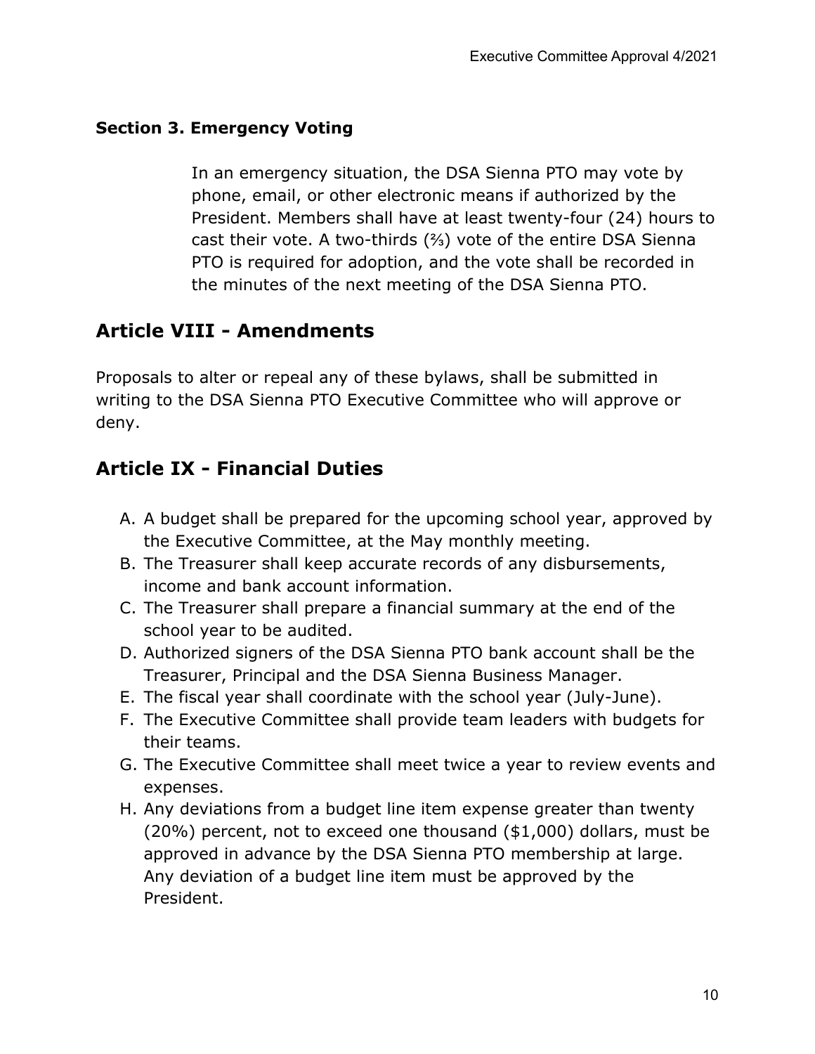### Section 3. Emergency Voting

In an emergency situation, the DSA Sienna PTO may vote by phone, email, or other electronic means if authorized by the President. Members shall have at least twenty-four (24) hours to cast their vote. A two-thirds (⅔) vote of the entire DSA Sienna PTO is required for adoption, and the vote shall be recorded in the minutes of the next meeting of the DSA Sienna PTO.

## Article VIII - Amendments

Proposals to alter or repeal any of these bylaws, shall be submitted in writing to the DSA Sienna PTO Executive Committee who will approve or deny.

## Article IX - Financial Duties

A. A budget shall be prepared for the upcoming school year, approved by the Executive Committee, at the May monthly meeting.
B. The Treasurer shall keep accurate records of any disbursements, income and bank account information.
C. The Treasurer shall prepare a financial summary at the end of the school year to be audited.
D. Authorized signers of the DSA Sienna PTO bank account shall be the Treasurer, Principal and the DSA Sienna Business Manager.
E. The fiscal year shall coordinate with the school year (July-June).
F. The Executive Committee shall provide team leaders with budgets for their teams.
G. The Executive Committee shall meet twice a year to review events and expenses.
H. Any deviations from a budget line item expense greater than twenty (20%) percent, not to exceed one thousand ($1,000) dollars, must be approved in advance by the DSA Sienna PTO membership at large. Any deviation of a budget line item must be approved by the President.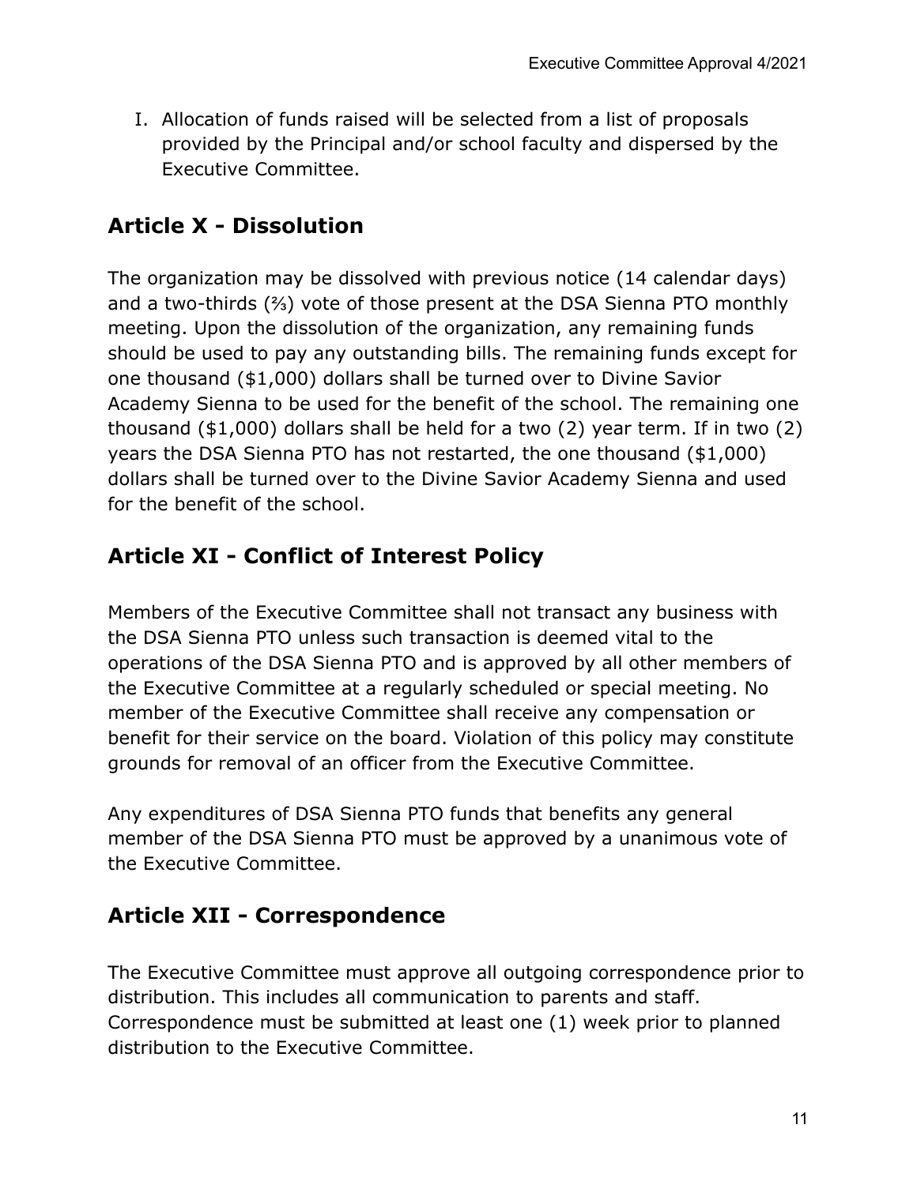I. Allocation of funds raised will be selected from a list of proposals provided by the Principal and/or school faculty and dispersed by the Executive Committee.

## Article X - Dissolution

The organization may be dissolved with previous notice (14 calendar days) and a two-thirds (⅔) vote of those present at the DSA Sienna PTO monthly meeting. Upon the dissolution of the organization, any remaining funds should be used to pay any outstanding bills. The remaining funds except for one thousand ($1,000) dollars shall be turned over to Divine Savior Academy Sienna to be used for the benefit of the school. The remaining one thousand ($1,000) dollars shall be held for a two (2) year term. If in two (2) years the DSA Sienna PTO has not restarted, the one thousand ($1,000) dollars shall be turned over to the Divine Savior Academy Sienna and used for the benefit of the school.

## Article XI - Conflict of Interest Policy

Members of the Executive Committee shall not transact any business with the DSA Sienna PTO unless such transaction is deemed vital to the operations of the DSA Sienna PTO and is approved by all other members of the Executive Committee at a regularly scheduled or special meeting. No member of the Executive Committee shall receive any compensation or benefit for their service on the board. Violation of this policy may constitute grounds for removal of an officer from the Executive Committee.

Any expenditures of DSA Sienna PTO funds that benefits any general member of the DSA Sienna PTO must be approved by a unanimous vote of the Executive Committee.

## Article XII - Correspondence

The Executive Committee must approve all outgoing correspondence prior to distribution. This includes all communication to parents and staff. Correspondence must be submitted at least one (1) week prior to planned distribution to the Executive Committee.